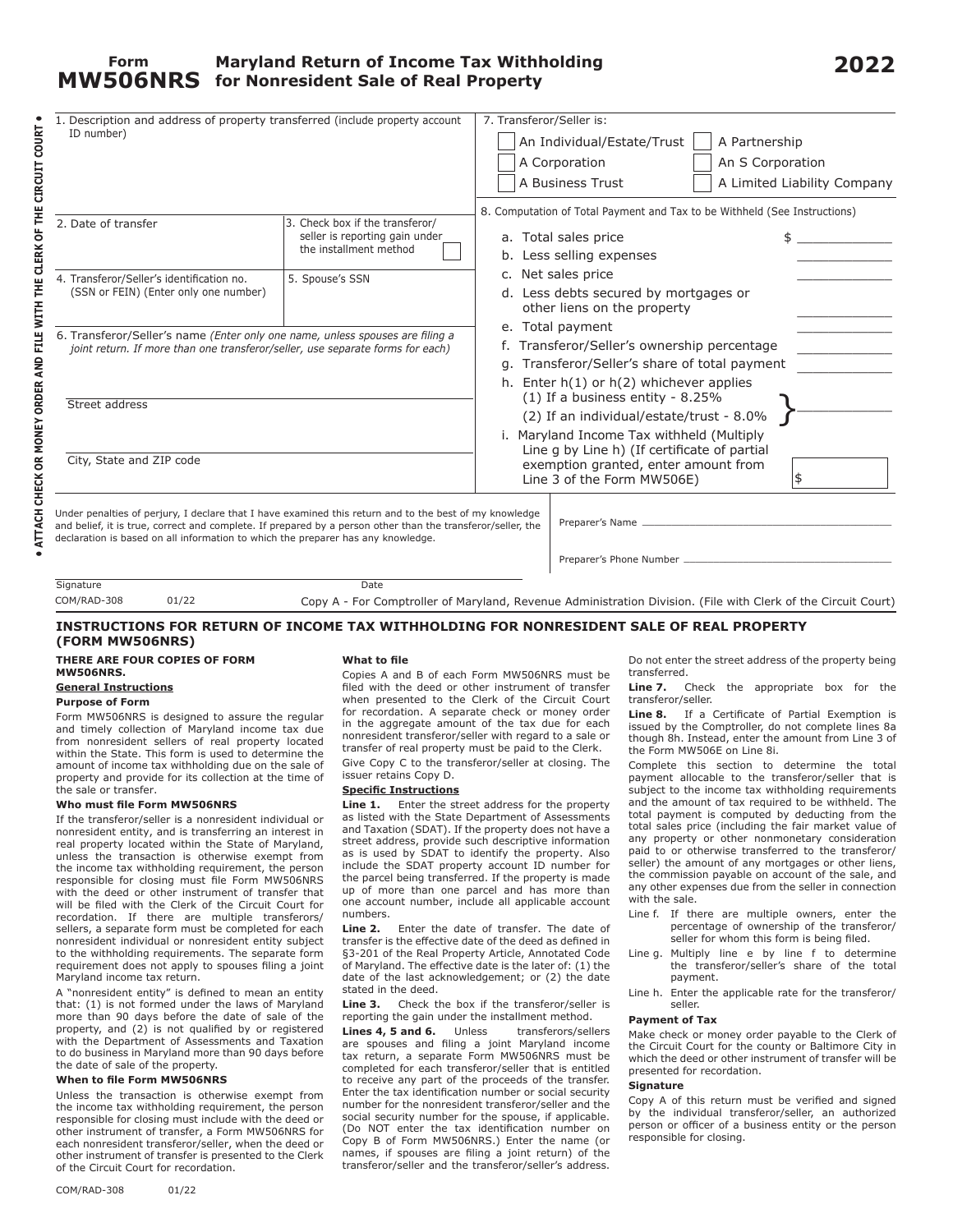# Form MW506NRS Maryland Return of Income Tax Withholding for Nonresident Sale of Real Property

**2022**

• ATTACH CHECK OR MONEY ORDER AND FILE WITH THE CLERK OF THE CIRCUIT COURT •

1. Description and address of property transferred (include property account ID number)

2. Date of transfer

3. Check box if the transferor/seller is reporting gain under the installment method ☐

4. Transferor/Seller's identification no. (SSN or FEIN) (Enter only one number)

5. Spouse's SSN

6. Transferor/Seller's name *(Enter only one name, unless spouses are filing a joint return. If more than one transferor/seller, use separate forms for each)*

Street address

City, State and ZIP code

7. Transferor/Seller is:

- ☐ An Individual/Estate/Trust
- ☐ A Partnership
- ☐ A Corporation
- ☐ An S Corporation
- ☐ A Business Trust
- ☐ A Limited Liability Company

8. Computation of Total Payment and Tax to be Withheld (See Instructions)

| | |
|---|---|
| a. Total sales price | $ ____________ |
| b. Less selling expenses | ____________ |
| c. Net sales price | ____________ |
| d. Less debts secured by mortgages or other liens on the property | ____________ |
| e. Total payment | ____________ |
| f. Transferor/Seller's ownership percentage | ____________ |
| g. Transferor/Seller's share of total payment | ____________ |
| h. Enter h(1) or h(2) whichever applies (1) If a business entity - 8.25% (2) If an individual/estate/trust - 8.0% | ____________ |
| i. Maryland Income Tax withheld (Multiply Line g by Line h) (If certificate of partial exemption granted, enter amount from Line 3 of the Form MW506E) | $ |

Under penalties of perjury, I declare that I have examined this return and to the best of my knowledge and belief, it is true, correct and complete. If prepared by a person other than the transferor/seller, the declaration is based on all information to which the preparer has any knowledge.

Preparer's Name ____________________

Preparer's Phone Number ____________________

Signature Date

COM/RAD-308 01/22

Copy A - For Comptroller of Maryland, Revenue Administration Division. (File with Clerk of the Circuit Court)

## INSTRUCTIONS FOR RETURN OF INCOME TAX WITHHOLDING FOR NONRESIDENT SALE OF REAL PROPERTY (FORM MW506NRS)

**THERE ARE FOUR COPIES OF FORM MW506NRS.**

**General Instructions**

**Purpose of Form**

Form MW506NRS is designed to assure the regular and timely collection of Maryland income tax due from nonresident sellers of real property located within the State. This form is used to determine the amount of income tax withholding due on the sale of property and provide for its collection at the time of the sale or transfer.

**Who must file Form MW506NRS**

If the transferor/seller is a nonresident individual or nonresident entity, and is transferring an interest in real property located within the State of Maryland, unless the transaction is otherwise exempt from the income tax withholding requirement, the person responsible for closing must file Form MW506NRS with the deed or other instrument of transfer that will be filed with the Clerk of the Circuit Court for recordation. If there are multiple transferors/sellers, a separate form must be completed for each nonresident individual or nonresident entity subject to the withholding requirements. The separate form requirement does not apply to spouses filing a joint Maryland income tax return.

A "nonresident entity" is defined to mean an entity that: (1) is not formed under the laws of Maryland more than 90 days before the date of sale of the property, and (2) is not qualified by or registered with the Department of Assessments and Taxation to do business in Maryland more than 90 days before the date of sale of the property.

**When to file Form MW506NRS**

Unless the transaction is otherwise exempt from the income tax withholding requirement, the person responsible for closing must include with the deed or other instrument of transfer, a Form MW506NRS for each nonresident transferor/seller, when the deed or other instrument of transfer is presented to the Clerk of the Circuit Court for recordation.

**What to file**

Copies A and B of each Form MW506NRS must be filed with the deed or other instrument of transfer when presented to the Clerk of the Circuit Court for recordation. A separate check or money order in the aggregate amount of the tax due for each nonresident transferor/seller with regard to a sale or transfer of real property must be paid to the Clerk.

Give Copy C to the transferor/seller at closing. The issuer retains Copy D.

**Specific Instructions**

**Line 1.** Enter the street address for the property as listed with the State Department of Assessments and Taxation (SDAT). If the property does not have a street address, provide such descriptive information as is used by SDAT to identify the property. Also include the SDAT property account ID number for the parcel being transferred. If the property is made up of more than one parcel and has more than one account number, include all applicable account numbers.

**Line 2.** Enter the date of transfer. The date of transfer is the effective date of the deed as defined in §3-201 of the Real Property Article, Annotated Code of Maryland. The effective date is the later of: (1) the date of the last acknowledgement; or (2) the date stated in the deed.

**Line 3.** Check the box if the transferor/seller is reporting the gain under the installment method.

**Lines 4, 5 and 6.** Unless transferors/sellers are spouses and filing a joint Maryland income tax return, a separate Form MW506NRS must be completed for each transferor/seller that is entitled to receive any part of the proceeds of the transfer. Enter the tax identification number or social security number for the nonresident transferor/seller and the social security number for the spouse, if applicable. (Do NOT enter the tax identification number on Copy B of Form MW506NRS.) Enter the name (or names, if spouses are filing a joint return) of the transferor/seller and the transferor/seller's address. Do not enter the street address of the property being transferred.

**Line 7.** Check the appropriate box for the transferor/seller.

**Line 8.** If a Certificate of Partial Exemption is issued by the Comptroller, do not complete lines 8a though 8h. Instead, enter the amount from Line 3 of the Form MW506E on Line 8i.

Complete this section to determine the total payment allocable to the transferor/seller that is subject to the income tax withholding requirements and the amount of tax required to be withheld. The total payment is computed by deducting from the total sales price (including the fair market value of any property or other nonmonetary consideration paid to or otherwise transferred to the transferor/seller) the amount of any mortgages or other liens, the commission payable on account of the sale, and any other expenses due from the seller in connection with the sale.

Line f. If there are multiple owners, enter the percentage of ownership of the transferor/seller for whom this form is being filed.

Line g. Multiply line e by line f to determine the transferor/seller's share of the total payment.

Line h. Enter the applicable rate for the transferor/seller.

**Payment of Tax**

Make check or money order payable to the Clerk of the Circuit Court for the county or Baltimore City in which the deed or other instrument of transfer will be presented for recordation.

**Signature**

Copy A of this return must be verified and signed by the individual transferor/seller, an authorized person or officer of a business entity or the person responsible for closing.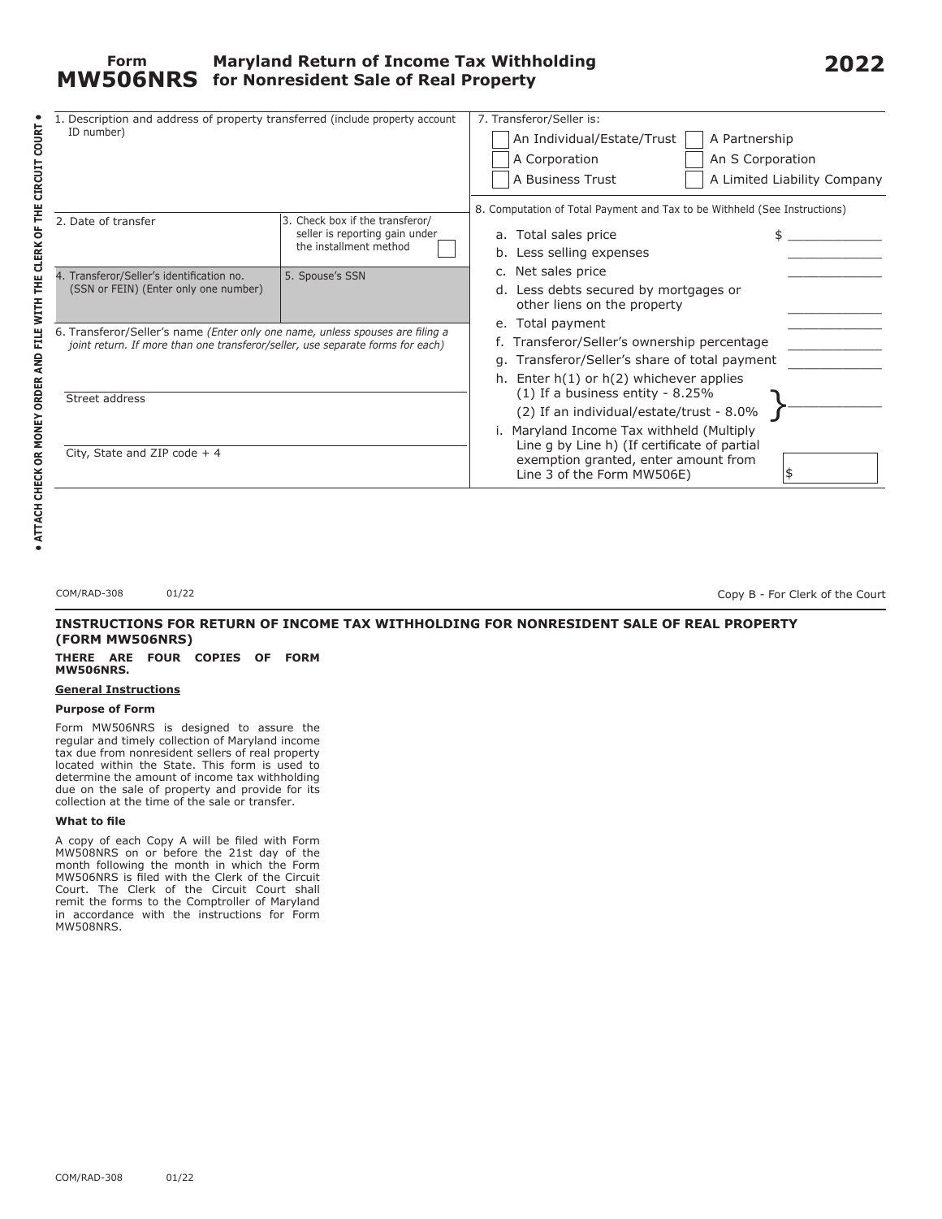# Form MW506NRS — Maryland Return of Income Tax Withholding for Nonresident Sale of Real Property — 2022

• ATTACH CHECK OR MONEY ORDER AND FILE WITH THE CLERK OF THE CIRCUIT COURT •

1. Description and address of property transferred (include property account ID number)

2. Date of transfer

3. Check box if the transferor/seller is reporting gain under the installment method ☐

4. Transferor/Seller's identification no. (SSN or FEIN) (Enter only one number)

5. Spouse's SSN

6. Transferor/Seller's name *(Enter only one name, unless spouses are filing a joint return. If more than one transferor/seller, use separate forms for each)*

Street address

City, State and ZIP code + 4

7. Transferor/Seller is:

- ☐ An Individual/Estate/Trust
- ☐ A Partnership
- ☐ A Corporation
- ☐ An S Corporation
- ☐ A Business Trust
- ☐ A Limited Liability Company

8. Computation of Total Payment and Tax to be Withheld (See Instructions)

| | |
|---|---|
| a. Total sales price | $ ____________ |
| b. Less selling expenses | ____________ |
| c. Net sales price | ____________ |
| d. Less debts secured by mortgages or other liens on the property | ____________ |
| e. Total payment | ____________ |
| f. Transferor/Seller's ownership percentage | ____________ |
| g. Transferor/Seller's share of total payment | ____________ |
| h. Enter h(1) or h(2) whichever applies (1) If a business entity - 8.25% (2) If an individual/estate/trust - 8.0% | ____________ |
| i. Maryland Income Tax withheld (Multiply Line g by Line h) (If certificate of partial exemption granted, enter amount from Line 3 of the Form MW506E) | $ |

COM/RAD-308 01/22

Copy B - For Clerk of the Court

## INSTRUCTIONS FOR RETURN OF INCOME TAX WITHHOLDING FOR NONRESIDENT SALE OF REAL PROPERTY (FORM MW506NRS)

**THERE ARE FOUR COPIES OF FORM MW506NRS.**

**General Instructions**

### Purpose of Form

Form MW506NRS is designed to assure the regular and timely collection of Maryland income tax due from nonresident sellers of real property located within the State. This form is used to determine the amount of income tax withholding due on the sale of property and provide for its collection at the time of the sale or transfer.

### What to file

A copy of each Copy A will be filed with Form MW508NRS on or before the 21st day of the month following the month in which the Form MW506NRS is filed with the Clerk of the Circuit Court. The Clerk of the Circuit Court shall remit the forms to the Comptroller of Maryland in accordance with the instructions for Form MW508NRS.

COM/RAD-308 01/22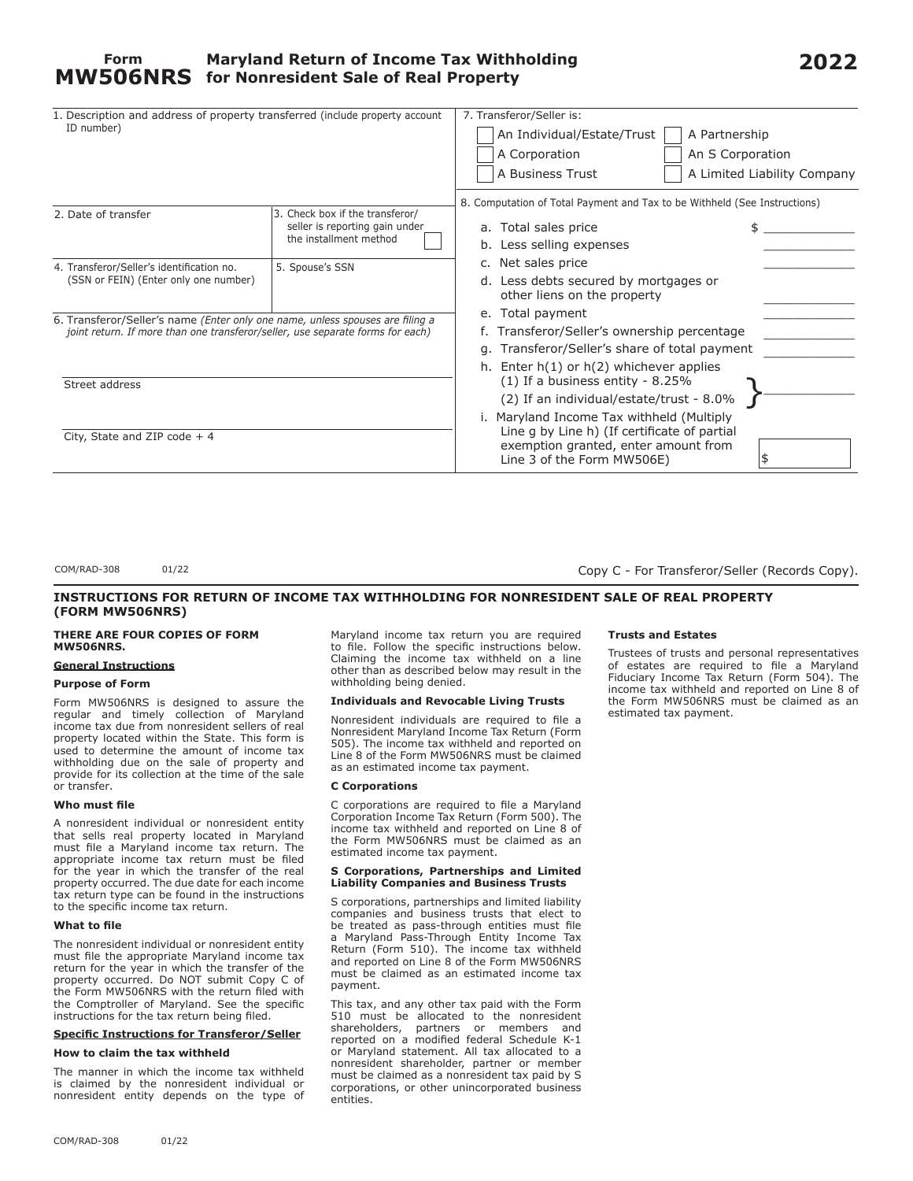# Form MW506NRS — Maryland Return of Income Tax Withholding for Nonresident Sale of Real Property — 2022

1. Description and address of property transferred (include property account ID number)

2. Date of transfer

3. Check box if the transferor/seller is reporting gain under the installment method ☐

4. Transferor/Seller's identification no. (SSN or FEIN) (Enter only one number)

5. Spouse's SSN

6. Transferor/Seller's name *(Enter only one name, unless spouses are filing a joint return. If more than one transferor/seller, use separate forms for each)*

Street address

City, State and ZIP code + 4

7. Transferor/Seller is:

- ☐ An Individual/Estate/Trust
- ☐ A Partnership
- ☐ A Corporation
- ☐ An S Corporation
- ☐ A Business Trust
- ☐ A Limited Liability Company

8. Computation of Total Payment and Tax to be Withheld (See Instructions)

a. Total sales price $ ____________

b. Less selling expenses ____________

c. Net sales price ____________

d. Less debts secured by mortgages or other liens on the property ____________

e. Total payment ____________

f. Transferor/Seller's ownership percentage ____________

g. Transferor/Seller's share of total payment ____________

h. Enter h(1) or h(2) whichever applies
(1) If a business entity - 8.25%
(2) If an individual/estate/trust - 8.0% ____________

i. Maryland Income Tax withheld (Multiply Line g by Line h) (If certificate of partial exemption granted, enter amount from Line 3 of the Form MW506E) $

COM/RAD-308 01/22

Copy C - For Transferor/Seller (Records Copy).

## INSTRUCTIONS FOR RETURN OF INCOME TAX WITHHOLDING FOR NONRESIDENT SALE OF REAL PROPERTY (FORM MW506NRS)

**THERE ARE FOUR COPIES OF FORM MW506NRS.**

### General Instructions

**Purpose of Form**

Form MW506NRS is designed to assure the regular and timely collection of Maryland income tax due from nonresident sellers of real property located within the State. This form is used to determine the amount of income tax withholding due on the sale of property and provide for its collection at the time of the sale or transfer.

**Who must file**

A nonresident individual or nonresident entity that sells real property located in Maryland must file a Maryland income tax return. The appropriate income tax return must be filed for the year in which the transfer of the real property occurred. The due date for each income tax return type can be found in the instructions to the specific income tax return.

**What to file**

The nonresident individual or nonresident entity must file the appropriate Maryland income tax return for the year in which the transfer of the property occurred. Do NOT submit Copy C of the Form MW506NRS with the return filed with the Comptroller of Maryland. See the specific instructions for the tax return being filed.

### Specific Instructions for Transferor/Seller

**How to claim the tax withheld**

The manner in which the income tax withheld is claimed by the nonresident individual or nonresident entity depends on the type of Maryland income tax return you are required to file. Follow the specific instructions below. Claiming the income tax withheld on a line other than as described below may result in the withholding being denied.

**Individuals and Revocable Living Trusts**

Nonresident individuals are required to file a Nonresident Maryland Income Tax Return (Form 505). The income tax withheld and reported on Line 8 of the Form MW506NRS must be claimed as an estimated income tax payment.

**C Corporations**

C corporations are required to file a Maryland Corporation Income Tax Return (Form 500). The income tax withheld and reported on Line 8 of the Form MW506NRS must be claimed as an estimated income tax payment.

**S Corporations, Partnerships and Limited Liability Companies and Business Trusts**

S corporations, partnerships and limited liability companies and business trusts that elect to be treated as pass-through entities must file a Maryland Pass-Through Entity Income Tax Return (Form 510). The income tax withheld and reported on Line 8 of the Form MW506NRS must be claimed as an estimated income tax payment.

This tax, and any other tax paid with the Form 510 must be allocated to the nonresident shareholders, partners or members and reported on a modified federal Schedule K-1 or Maryland statement. All tax allocated to a nonresident shareholder, partner or member must be claimed as a nonresident tax paid by S corporations, or other unincorporated business entities.

**Trusts and Estates**

Trustees of trusts and personal representatives of estates are required to file a Maryland Fiduciary Income Tax Return (Form 504). The income tax withheld and reported on Line 8 of the Form MW506NRS must be claimed as an estimated tax payment.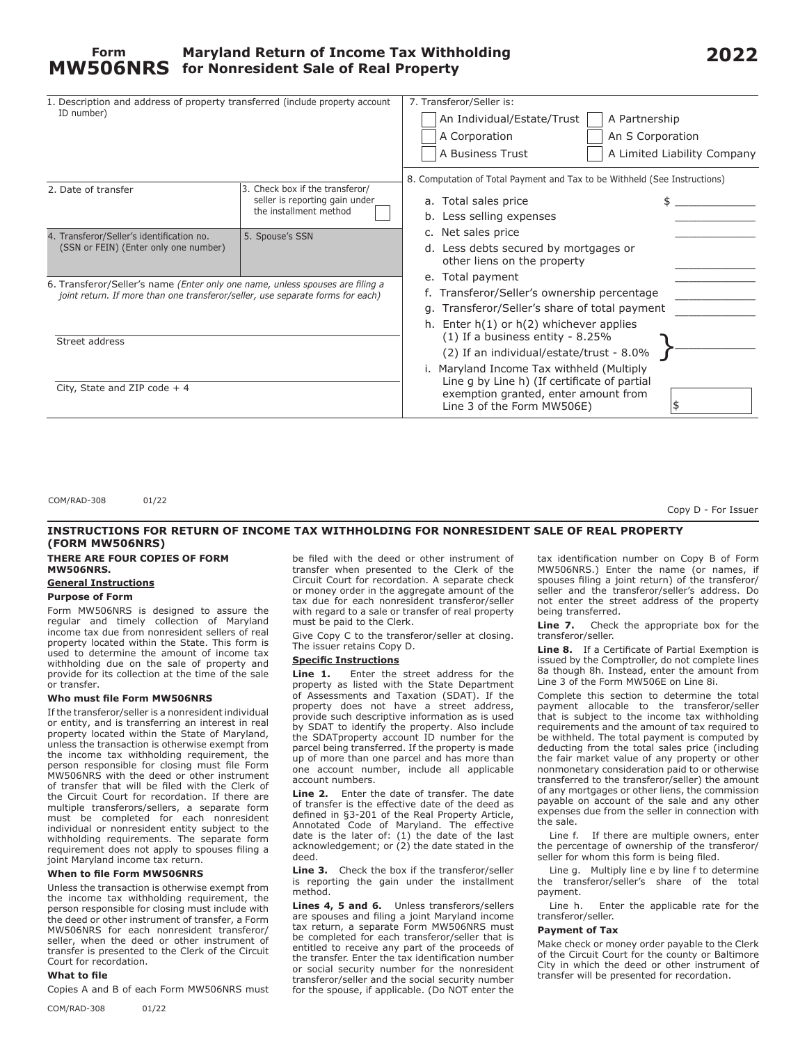**Form MW506NRS** **Maryland Return of Income Tax Withholding for Nonresident Sale of Real Property** **2022**

1. Description and address of property transferred (include property account ID number)

2. Date of transfer

3. Check box if the transferor/seller is reporting gain under the installment method ☐

4. Transferor/Seller's identification no. (SSN or FEIN) (Enter only one number)

5. Spouse's SSN

6. Transferor/Seller's name *(Enter only one name, unless spouses are filing a joint return. If more than one transferor/seller, use separate forms for each)*

Street address

City, State and ZIP code + 4

7. Transferor/Seller is:

- ☐ An Individual/Estate/Trust
- ☐ A Partnership
- ☐ A Corporation
- ☐ An S Corporation
- ☐ A Business Trust
- ☐ A Limited Liability Company

8. Computation of Total Payment and Tax to be Withheld (See Instructions)

| | |
|---|---|
| a. Total sales price | $ ____________ |
| b. Less selling expenses | ____________ |
| c. Net sales price | ____________ |
| d. Less debts secured by mortgages or other liens on the property | ____________ |
| e. Total payment | ____________ |
| f. Transferor/Seller's ownership percentage | ____________ |
| g. Transferor/Seller's share of total payment | ____________ |
| h. Enter h(1) or h(2) whichever applies (1) If a business entity - 8.25% (2) If an individual/estate/trust - 8.0% | ____________ |
| i. Maryland Income Tax withheld (Multiply Line g by Line h) (If certificate of partial exemption granted, enter amount from Line 3 of the Form MW506E) | $ |

COM/RAD-308 01/22

Copy D - For Issuer

## INSTRUCTIONS FOR RETURN OF INCOME TAX WITHHOLDING FOR NONRESIDENT SALE OF REAL PROPERTY (FORM MW506NRS)

**THERE ARE FOUR COPIES OF FORM MW506NRS.**

### General Instructions

#### Purpose of Form

Form MW506NRS is designed to assure the regular and timely collection of Maryland income tax due from nonresident sellers of real property located within the State. This form is used to determine the amount of income tax withholding due on the sale of property and provide for its collection at the time of the sale or transfer.

#### Who must file Form MW506NRS

If the transferor/seller is a nonresident individual or entity, and is transferring an interest in real property located within the State of Maryland, unless the transaction is otherwise exempt from the income tax withholding requirement, the person responsible for closing must file Form MW506NRS with the deed or other instrument of transfer that will be filed with the Clerk of the Circuit Court for recordation. If there are multiple transferors/sellers, a separate form must be completed for each nonresident individual or nonresident entity subject to the withholding requirements. The separate form requirement does not apply to spouses filing a joint Maryland income tax return.

#### When to file Form MW506NRS

Unless the transaction is otherwise exempt from the income tax withholding requirement, the person responsible for closing must include with the deed or other instrument of transfer, a Form MW506NRS for each nonresident transferor/seller, when the deed or other instrument of transfer is presented to the Clerk of the Circuit Court for recordation.

#### What to file

Copies A and B of each Form MW506NRS must be filed with the deed or other instrument of transfer when presented to the Clerk of the Circuit Court for recordation. A separate check or money order in the aggregate amount of the tax due for each nonresident transferor/seller with regard to a sale or transfer of real property must be paid to the Clerk.

Give Copy C to the transferor/seller at closing. The issuer retains Copy D.

### Specific Instructions

**Line 1.** Enter the street address for the property as listed with the State Department of Assessments and Taxation (SDAT). If the property does not have a street address, provide such descriptive information as is used by SDAT to identify the property. Also include the SDATproperty account ID number for the parcel being transferred. If the property is made up of more than one parcel and has more than one account numbers, include all applicable account numbers.

**Line 2.** Enter the date of transfer. The date of transfer is the effective date of the deed as defined in §3-201 of the Real Property Article, Annotated Code of Maryland. The effective date is the later of: (1) the date of the last acknowledgement; or (2) the date stated in the deed.

**Line 3.** Check the box if the transferor/seller is reporting the gain under the installment method.

**Lines 4, 5 and 6.** Unless transferors/sellers are spouses and filing a joint Maryland income tax return, a separate Form MW506NRS must be completed for each transferor/seller that is entitled to receive any part of the proceeds of the transfer. Enter the tax identification number or social security number for the nonresident transferor/seller and the social security number for the spouse, if applicable. (Do NOT enter the tax identification number on Copy B of Form MW506NRS.) Enter the name (or names, if spouses filing a joint return) of the transferor/seller and the transferor/seller's address. Do not enter the street address of the property being transferred.

**Line 7.** Check the appropriate box for the transferor/seller.

**Line 8.** If a Certificate of Partial Exemption is issued by the Comptroller, do not complete lines 8a though 8h. Instead, enter the amount from Line 3 of the Form MW506E on Line 8i.

Complete this section to determine the total payment allocable to the transferor/seller that is subject to the income tax withholding requirements and the amount of tax required to be withheld. The total payment is computed by deducting from the total sales price (including the fair market value of any property or other nonmonetary consideration paid to or otherwise transferred to the transferor/seller) the amount of any mortgages or other liens, the commission payable on account of the sale and any other expenses due from the seller in connection with the sale.

Line f. If there are multiple owners, enter the percentage of ownership of the transferor/seller for whom this form is being filed.

Line g. Multiply line e by line f to determine the transferor/seller's share of the total payment.

Line h. Enter the applicable rate for the transferor/seller.

#### Payment of Tax

Make check or money order payable to the Clerk of the Circuit Court for the county or Baltimore City in which the deed or other instrument of transfer will be presented for recordation.

COM/RAD-308 01/22